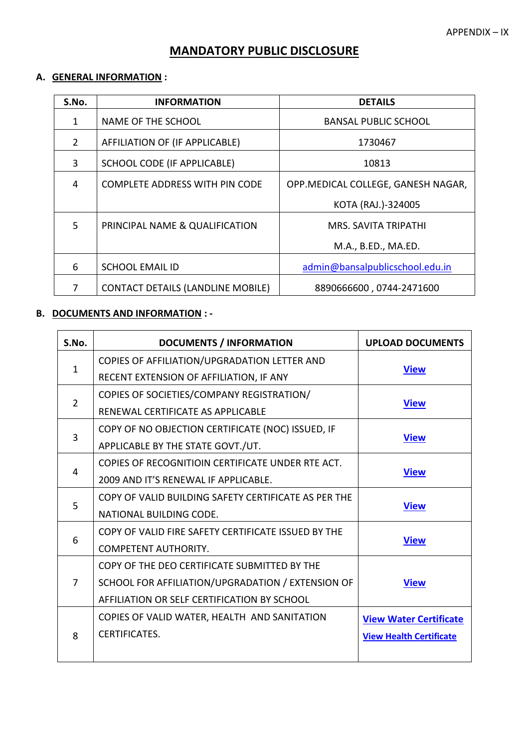APPENDIX – IX

# MANDATORY PUBLIC DISCLOSURE

## A. GENERAL INFORMATION :

| S.No. | INFORMATION | DETAILS |
|---|---|---|
| 1 | NAME OF THE SCHOOL | BANSAL PUBLIC SCHOOL |
| 2 | AFFILIATION OF (IF APPLICABLE) | 1730467 |
| 3 | SCHOOL CODE (IF APPLICABLE) | 10813 |
| 4 | COMPLETE ADDRESS WITH PIN CODE | OPP.MEDICAL COLLEGE, GANESH NAGAR, KOTA (RAJ.)-324005 |
| 5 | PRINCIPAL NAME & QUALIFICATION | MRS. SAVITA TRIPATHI M.A., B.ED., MA.ED. |
| 6 | SCHOOL EMAIL ID | admin@bansalpublicschool.edu.in |
| 7 | CONTACT DETAILS (LANDLINE MOBILE) | 8890666600 , 0744-2471600 |

## B. DOCUMENTS AND INFORMATION : -

| S.No. | DOCUMENTS / INFORMATION | UPLOAD DOCUMENTS |
|---|---|---|
| 1 | COPIES OF AFFILIATION/UPGRADATION LETTER AND RECENT EXTENSION OF AFFILIATION, IF ANY | **View** |
| 2 | COPIES OF SOCIETIES/COMPANY REGISTRATION/ RENEWAL CERTIFICATE AS APPLICABLE | **View** |
| 3 | COPY OF NO OBJECTION CERTIFICATE (NOC) ISSUED, IF APPLICABLE BY THE STATE GOVT./UT. | **View** |
| 4 | COPIES OF RECOGNITIOIN CERTIFICATE UNDER RTE ACT. 2009 AND IT'S RENEWAL IF APPLICABLE. | **View** |
| 5 | COPY OF VALID BUILDING SAFETY CERTIFICATE AS PER THE NATIONAL BUILDING CODE. | **View** |
| 6 | COPY OF VALID FIRE SAFETY CERTIFICATE ISSUED BY THE COMPETENT AUTHORITY. | **View** |
| 7 | COPY OF THE DEO CERTIFICATE SUBMITTED BY THE SCHOOL FOR AFFILIATION/UPGRADATION / EXTENSION OF AFFILIATION OR SELF CERTIFICATION BY SCHOOL | **View** |
| 8 | COPIES OF VALID WATER, HEALTH AND SANITATION CERTIFICATES. | **View Water Certificate** **View Health Certificate** |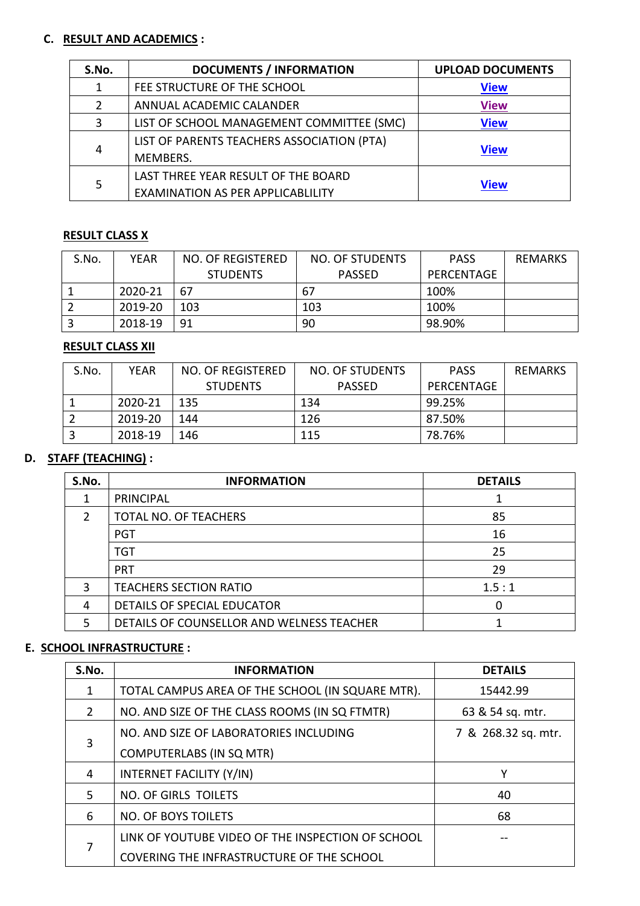## C. RESULT AND ACADEMICS :

| S.No. | DOCUMENTS / INFORMATION | UPLOAD DOCUMENTS |
|---|---|---|
| 1 | FEE STRUCTURE OF THE SCHOOL | View |
| 2 | ANNUAL ACADEMIC CALANDER | View |
| 3 | LIST OF SCHOOL MANAGEMENT COMMITTEE (SMC) | View |
| 4 | LIST OF PARENTS TEACHERS ASSOCIATION (PTA) MEMBERS. | View |
| 5 | LAST THREE YEAR RESULT OF THE BOARD EXAMINATION AS PER APPLICABLILITY | View |

### RESULT CLASS X

| S.No. | YEAR | NO. OF REGISTERED STUDENTS | NO. OF STUDENTS PASSED | PASS PERCENTAGE | REMARKS |
|---|---|---|---|---|---|
| 1 | 2020-21 | 67 | 67 | 100% | |
| 2 | 2019-20 | 103 | 103 | 100% | |
| 3 | 2018-19 | 91 | 90 | 98.90% | |

### RESULT CLASS XII

| S.No. | YEAR | NO. OF REGISTERED STUDENTS | NO. OF STUDENTS PASSED | PASS PERCENTAGE | REMARKS |
|---|---|---|---|---|---|
| 1 | 2020-21 | 135 | 134 | 99.25% | |
| 2 | 2019-20 | 144 | 126 | 87.50% | |
| 3 | 2018-19 | 146 | 115 | 78.76% | |

## D. STAFF (TEACHING) :

| S.No. | INFORMATION | DETAILS |
|---|---|---|
| 1 | PRINCIPAL | 1 |
| 2 | TOTAL NO. OF TEACHERS | 85 |
| | PGT | 16 |
| | TGT | 25 |
| | PRT | 29 |
| 3 | TEACHERS SECTION RATIO | 1.5 : 1 |
| 4 | DETAILS OF SPECIAL EDUCATOR | 0 |
| 5 | DETAILS OF COUNSELLOR AND WELNESS TEACHER | 1 |

## E. SCHOOL INFRASTRUCTURE :

| S.No. | INFORMATION | DETAILS |
|---|---|---|
| 1 | TOTAL CAMPUS AREA OF THE SCHOOL (IN SQUARE MTR). | 15442.99 |
| 2 | NO. AND SIZE OF THE CLASS ROOMS (IN SQ FTMTR) | 63 & 54 sq. mtr. |
| 3 | NO. AND SIZE OF LABORATORIES INCLUDING COMPUTERLABS (IN SQ MTR) | 7 & 268.32 sq. mtr. |
| 4 | INTERNET FACILITY (Y/IN) | Y |
| 5 | NO. OF GIRLS TOILETS | 40 |
| 6 | NO. OF BOYS TOILETS | 68 |
| 7 | LINK OF YOUTUBE VIDEO OF THE INSPECTION OF SCHOOL COVERING THE INFRASTRUCTURE OF THE SCHOOL | -- |